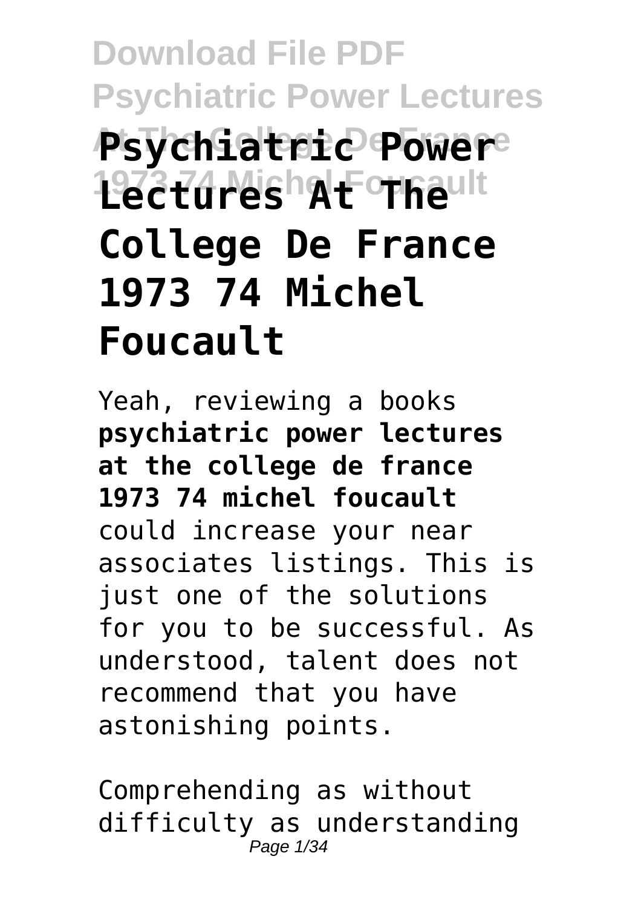# Download File PDF Psychiatric Power Lectures At The College De France

# Psychiatric Power Lectures At The College De France 1973 74 Michel Foucault

Yeah, reviewing a books **psychiatric power lectures at the college de france 1973 74 michel foucault** could increase your near associates listings. This is just one of the solutions for you to be successful. As understood, talent does not recommend that you have astonishing points.

Comprehending as without difficulty as understanding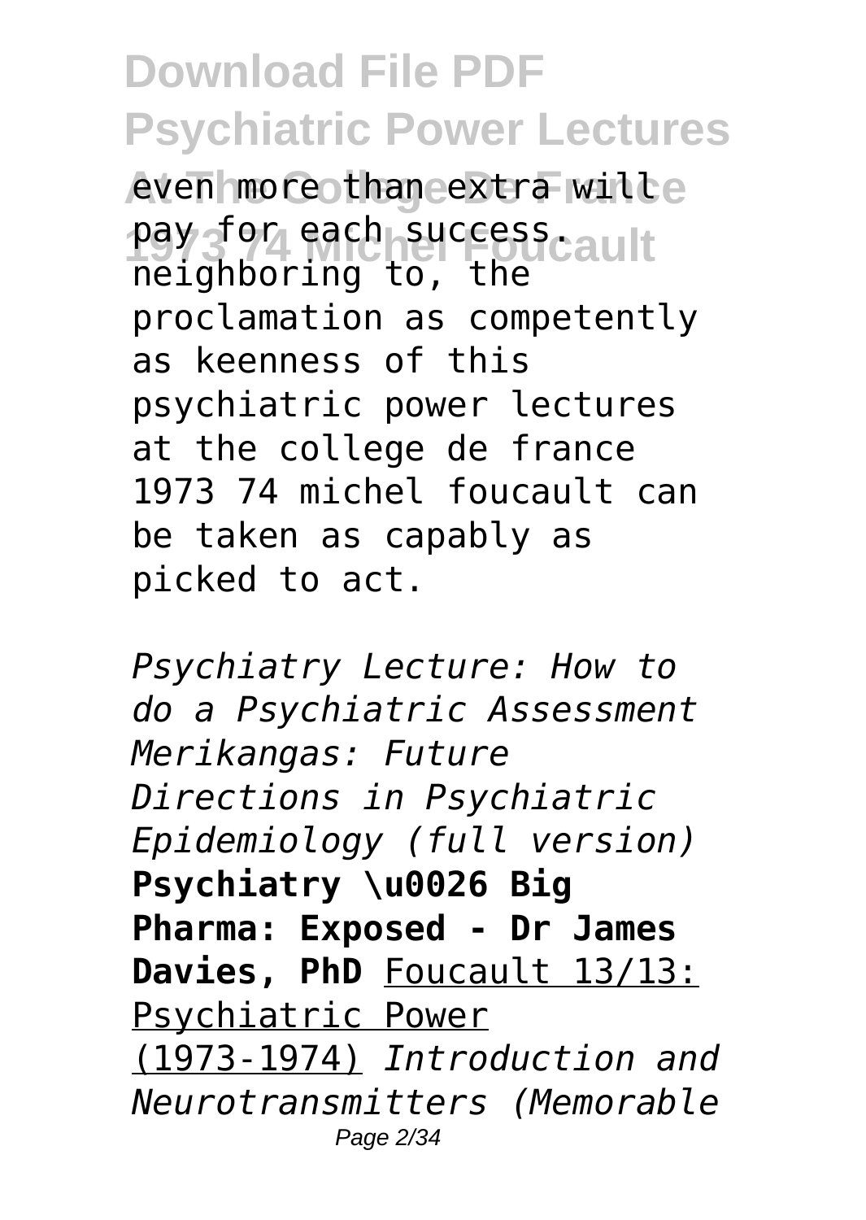even more than extra will pay for each success. neighboring to, the proclamation as competently as keenness of this psychiatric power lectures at the college de france 1973 74 michel foucault can be taken as capably as picked to act.

*Psychiatry Lecture: How to do a Psychiatric Assessment* *Merikangas: Future Directions in Psychiatric Epidemiology (full version)* **Psychiatry \u0026 Big Pharma: Exposed - Dr James Davies, PhD** Foucault 13/13: Psychiatric Power (1973-1974) *Introduction and Neurotransmitters (Memorable*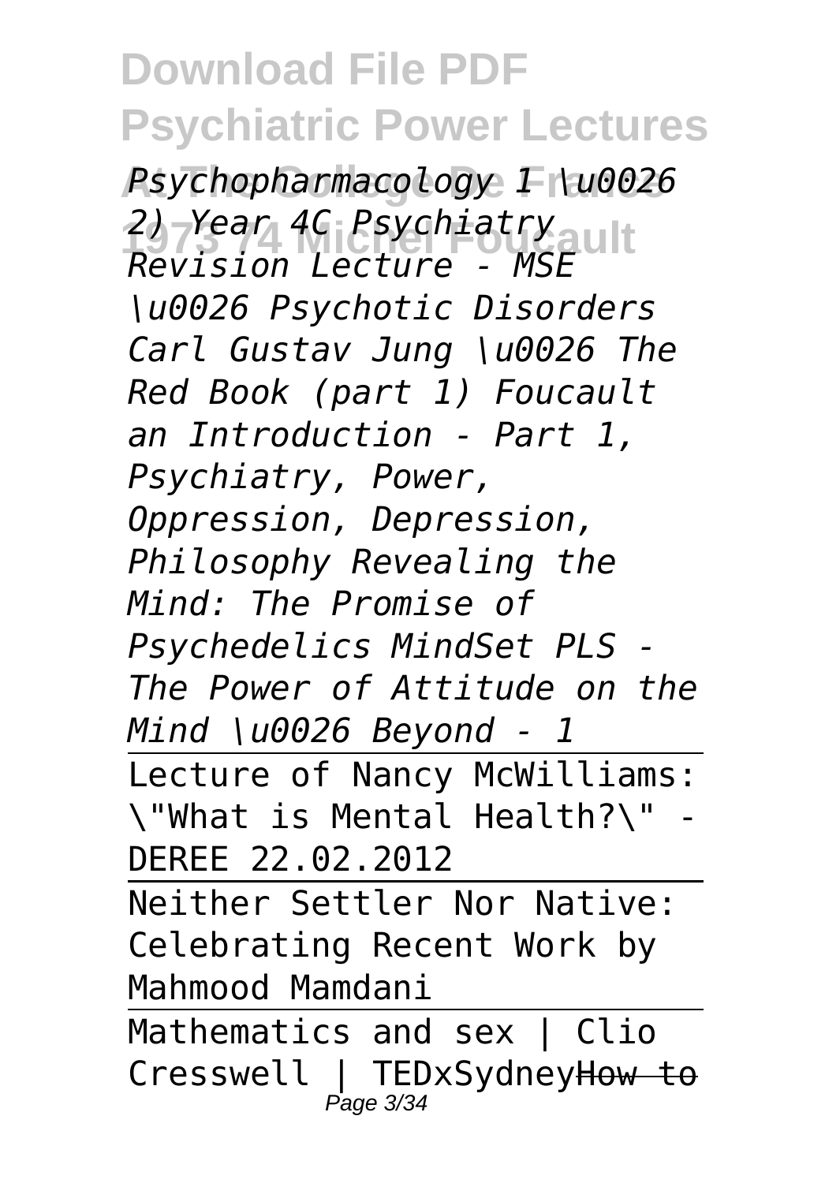*Psychopharmacology 1 \u0026 2) Year 4C Psychiatry Revision Lecture - MSE \u0026 Psychotic Disorders Carl Gustav Jung \u0026 The Red Book (part 1) Foucault an Introduction - Part 1, Psychiatry, Power, Oppression, Depression, Philosophy Revealing the Mind: The Promise of Psychedelics MindSet PLS - The Power of Attitude on the Mind \u0026 Beyond - 1*

Lecture of Nancy McWilliams: \"What is Mental Health?\" - DEREE 22.02.2012

Neither Settler Nor Native: Celebrating Recent Work by Mahmood Mamdani

Mathematics and sex | Clio Cresswell | TEDxSydney~~How to~~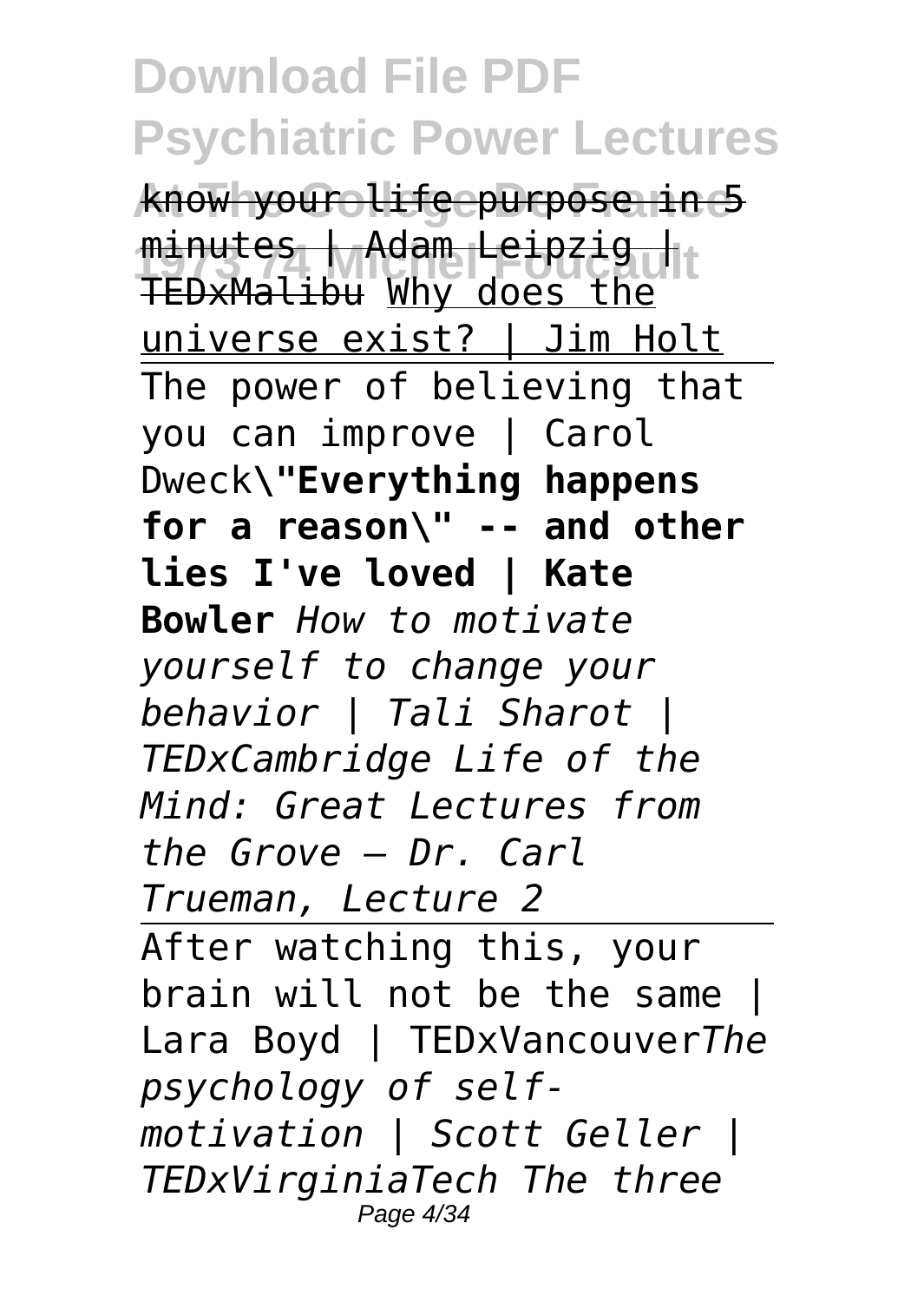know your life purpose in 5 minutes | Adam Leipzig | TEDxMalibu Why does the universe exist? | Jim Holt

The power of believing that you can improve | Carol Dweck**"Everything happens for a reason" -- and other lies I've loved | Kate Bowler** *How to motivate yourself to change your behavior | Tali Sharot | TEDxCambridge Life of the Mind: Great Lectures from the Grove – Dr. Carl Trueman, Lecture 2*

After watching this, your brain will not be the same | Lara Boyd | TEDxVancouver*The psychology of self-motivation | Scott Geller | TEDxVirginiaTech The three*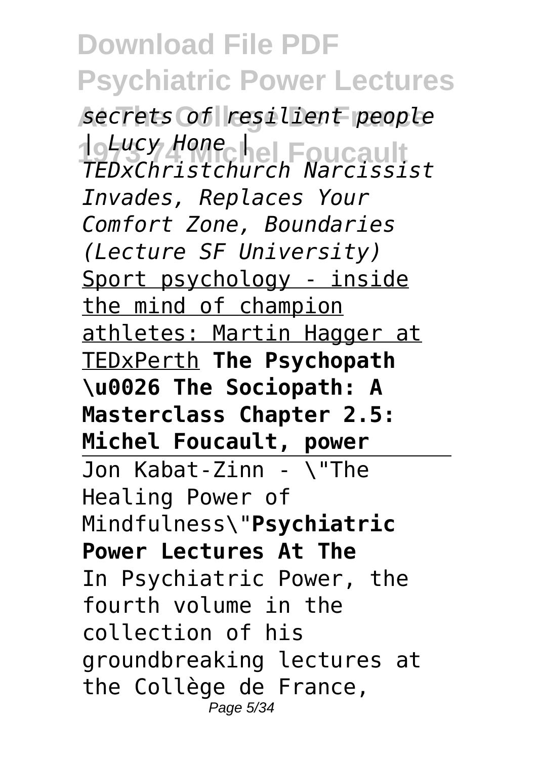*secrets of resilient people | Lucy Hone | TEDxChristchurch Narcissist Invades, Replaces Your Comfort Zone, Boundaries (Lecture SF University)* Sport psychology - inside the mind of champion athletes: Martin Hagger at TEDxPerth **The Psychopath \u0026 The Sociopath: A Masterclass Chapter 2.5: Michel Foucault, power**

Jon Kabat-Zinn - \"The Healing Power of Mindfulness\"**Psychiatric Power Lectures At The**

In Psychiatric Power, the fourth volume in the collection of his groundbreaking lectures at the Collège de France,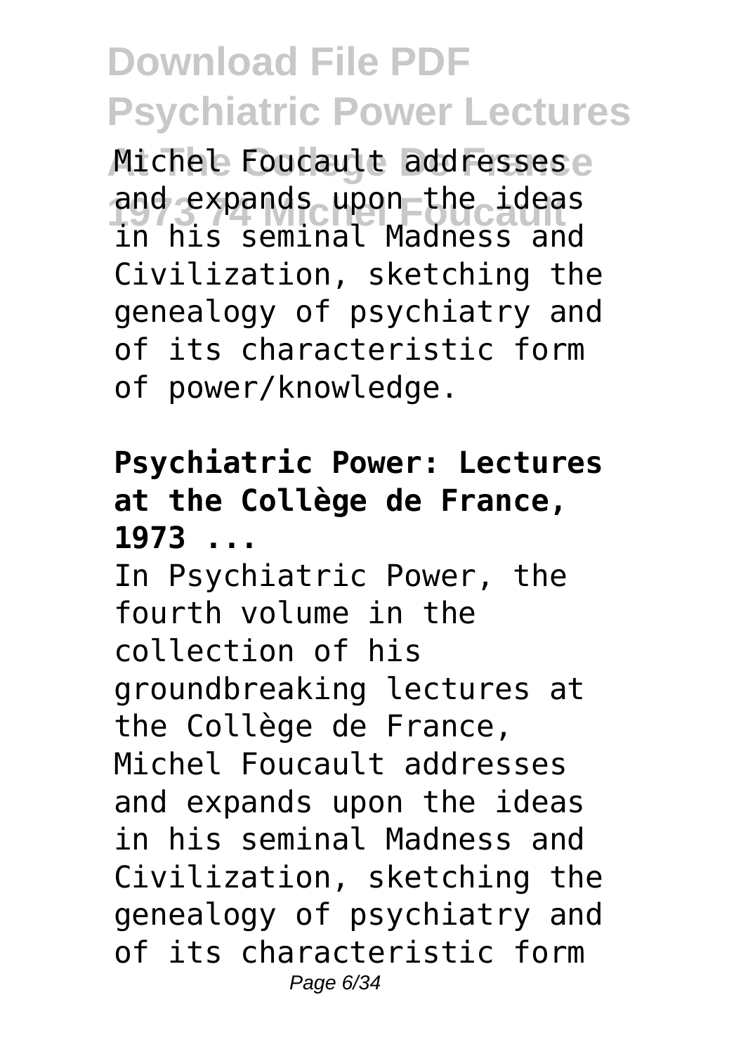Michel Foucault addresses and expands upon the ideas in his seminal Madness and Civilization, sketching the genealogy of psychiatry and of its characteristic form of power/knowledge.

**Psychiatric Power: Lectures at the Collège de France, 1973 ...**

In Psychiatric Power, the fourth volume in the collection of his groundbreaking lectures at the Collège de France, Michel Foucault addresses and expands upon the ideas in his seminal Madness and Civilization, sketching the genealogy of psychiatry and of its characteristic form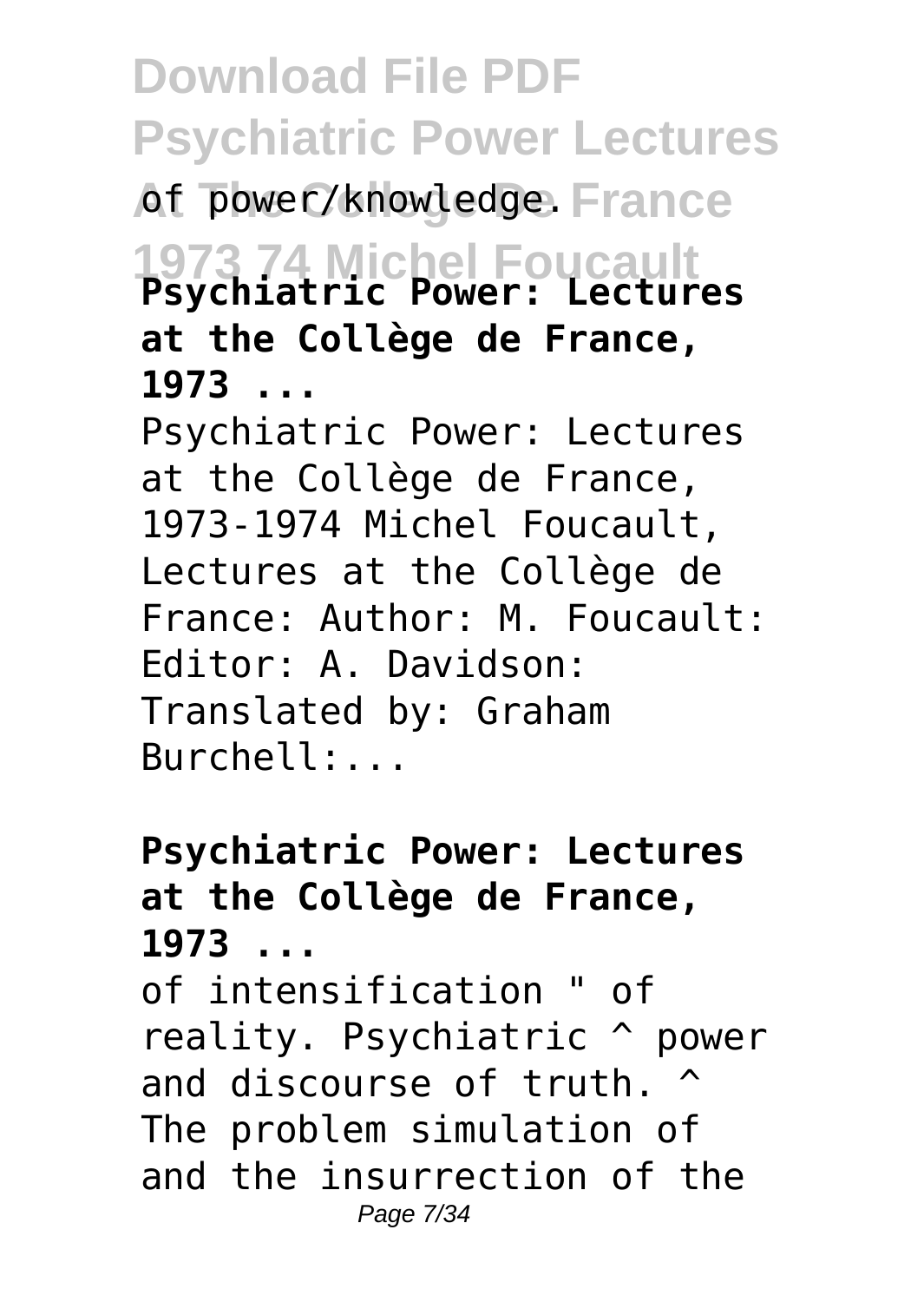of power/knowledge.

**Psychiatric Power: Lectures at the Collège de France, 1973 ...**

Psychiatric Power: Lectures at the Collège de France, 1973-1974 Michel Foucault, Lectures at the Collège de France: Author: M. Foucault: Editor: A. Davidson: Translated by: Graham Burchell:...

**Psychiatric Power: Lectures at the Collège de France, 1973 ...**

of intensification " of reality. Psychiatric ^ power and discourse of truth. ^ The problem simulation of and the insurrection of the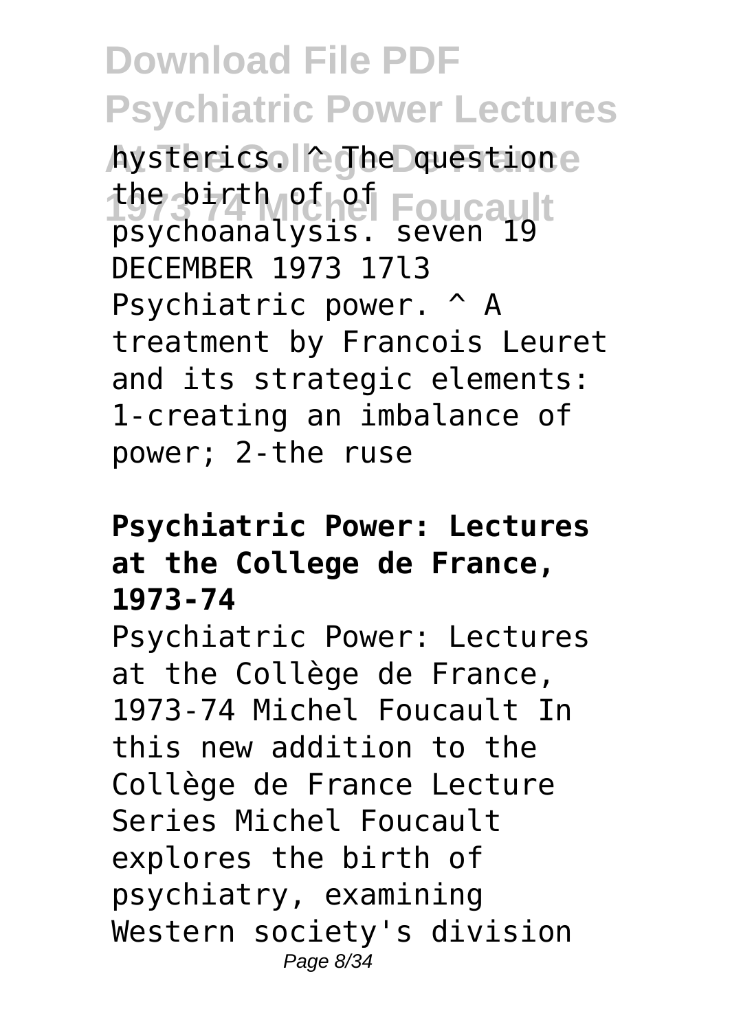hysterics. ^ The question the birth of of psychoanalysis. seven 19 DECEMBER 1973 17l3 Psychiatric power. ^ A treatment by Francois Leuret and its strategic elements: 1-creating an imbalance of power; 2-the ruse

**Psychiatric Power: Lectures at the College de France, 1973-74**

Psychiatric Power: Lectures at the Collège de France, 1973-74 Michel Foucault In this new addition to the Collège de France Lecture Series Michel Foucault explores the birth of psychiatry, examining Western society's division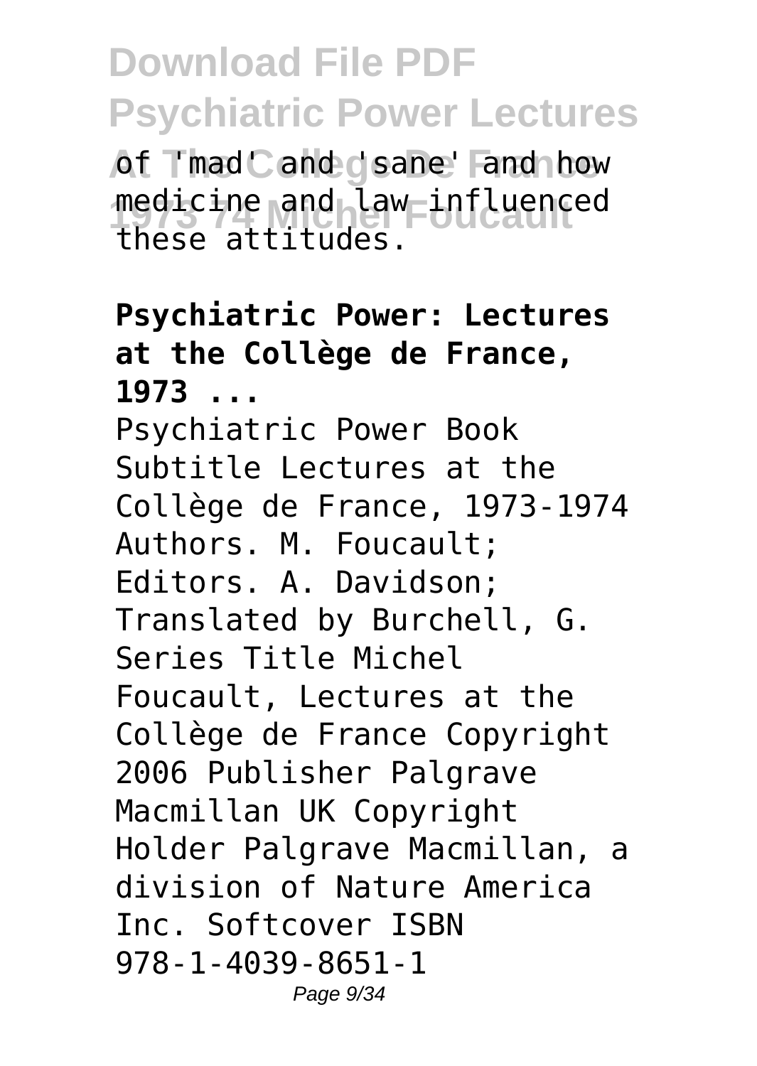of 'mad' and 'sane' and how medicine and law influenced these attitudes.

**Psychiatric Power: Lectures at the Collège de France, 1973 ...**

Psychiatric Power Book Subtitle Lectures at the Collège de France, 1973-1974 Authors. M. Foucault; Editors. A. Davidson; Translated by Burchell, G. Series Title Michel Foucault, Lectures at the Collège de France Copyright 2006 Publisher Palgrave Macmillan UK Copyright Holder Palgrave Macmillan, a division of Nature America Inc. Softcover ISBN 978-1-4039-8651-1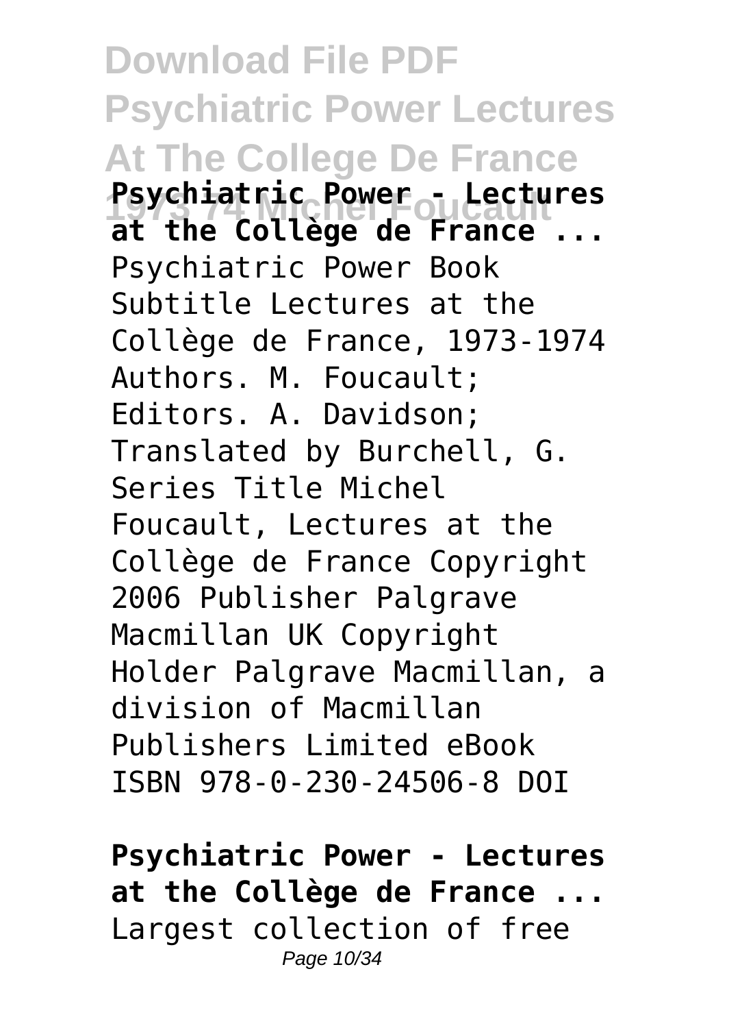**Psychiatric Power - Lectures at the Collège de France ...**

Psychiatric Power Book Subtitle Lectures at the Collège de France, 1973-1974 Authors. M. Foucault; Editors. A. Davidson; Translated by Burchell, G. Series Title Michel Foucault, Lectures at the Collège de France Copyright 2006 Publisher Palgrave Macmillan UK Copyright Holder Palgrave Macmillan, a division of Macmillan Publishers Limited eBook ISBN 978-0-230-24506-8 DOI

**Psychiatric Power - Lectures at the Collège de France ...**

Largest collection of free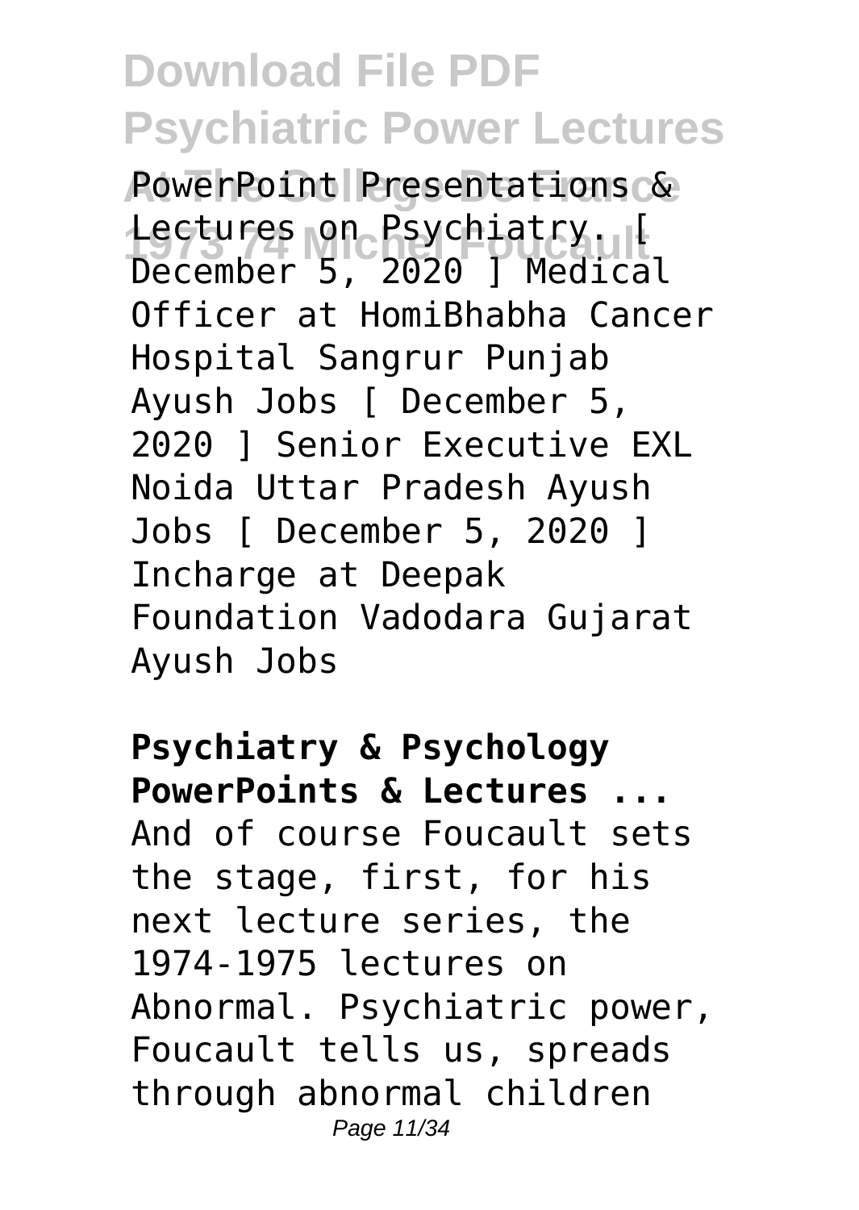PowerPoint Presentations & Lectures on Psychiatry. [ December 5, 2020 ] Medical Officer at HomiBhabha Cancer Hospital Sangrur Punjab Ayush Jobs [ December 5, 2020 ] Senior Executive EXL Noida Uttar Pradesh Ayush Jobs [ December 5, 2020 ] Incharge at Deepak Foundation Vadodara Gujarat Ayush Jobs

**Psychiatry & Psychology PowerPoints & Lectures ...**

And of course Foucault sets the stage, first, for his next lecture series, the 1974-1975 lectures on Abnormal. Psychiatric power, Foucault tells us, spreads through abnormal children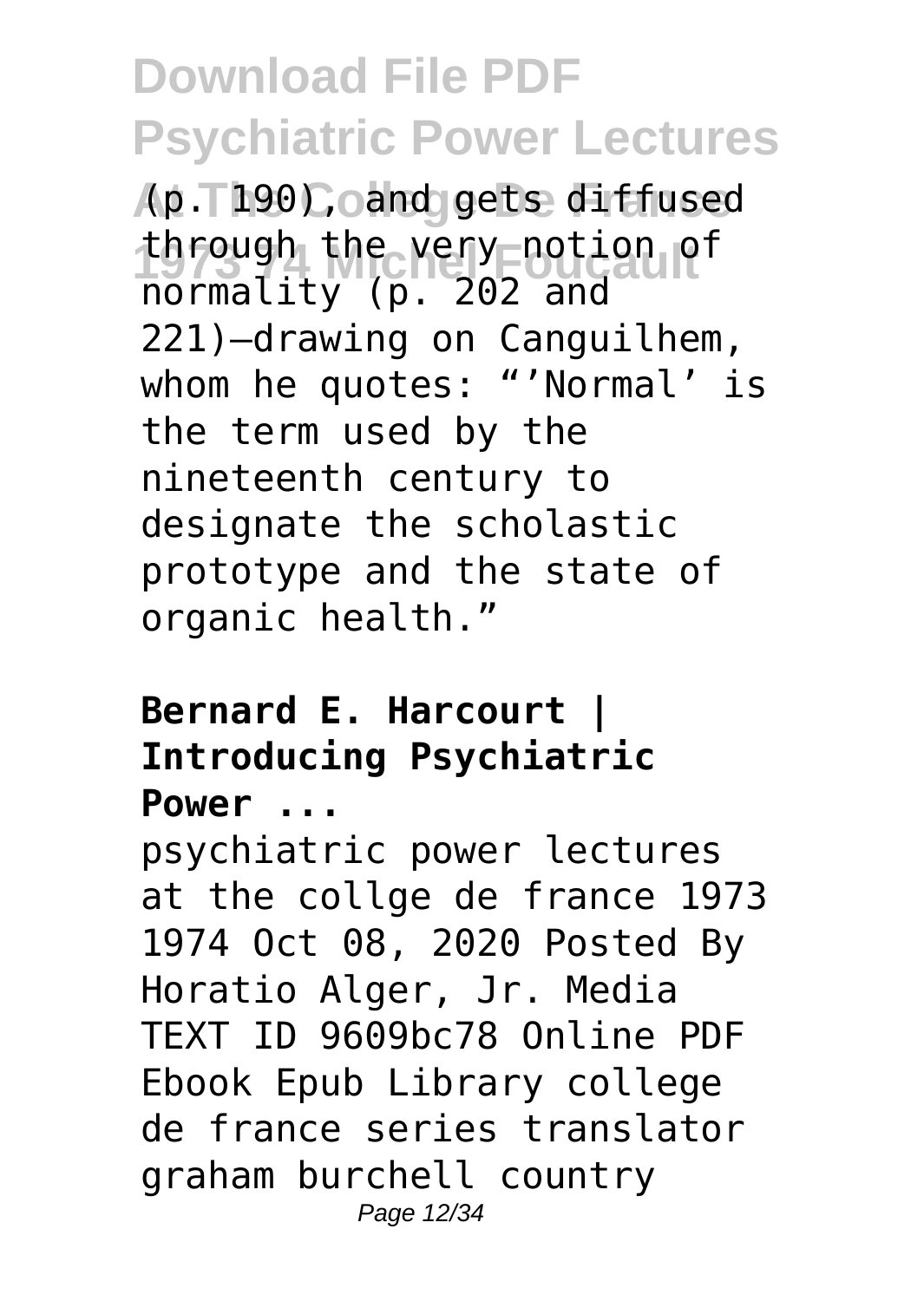(p. 190), and gets diffused through the very notion of normality (p. 202 and 221)—drawing on Canguilhem, whom he quotes: "'Normal' is the term used by the nineteenth century to designate the scholastic prototype and the state of organic health."

**Bernard E. Harcourt | Introducing Psychiatric Power ...**

psychiatric power lectures at the collge de france 1973 1974 Oct 08, 2020 Posted By Horatio Alger, Jr. Media TEXT ID 9609bc78 Online PDF Ebook Epub Library college de france series translator graham burchell country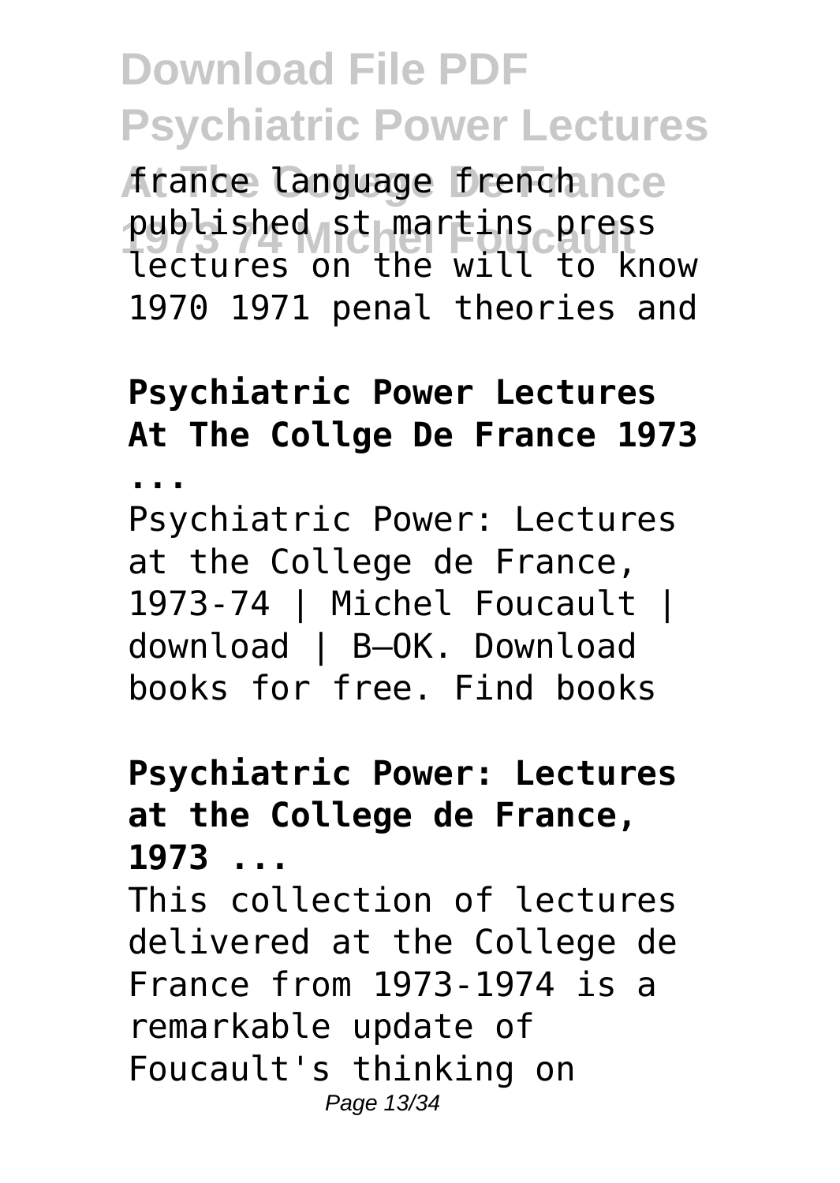france language french published st martins press lectures on the will to know 1970 1971 penal theories and

**Psychiatric Power Lectures At The Collge De France 1973 ...**

Psychiatric Power: Lectures at the College de France, 1973-74 | Michel Foucault | download | B–OK. Download books for free. Find books

**Psychiatric Power: Lectures at the College de France, 1973 ...**

This collection of lectures delivered at the College de France from 1973-1974 is a remarkable update of Foucault's thinking on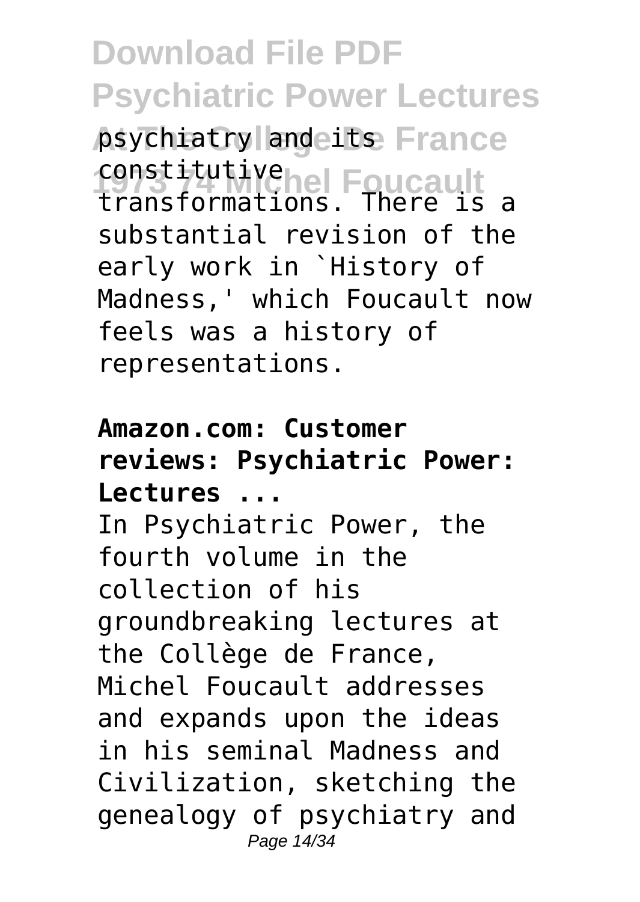psychiatry and its constitutive transformations. There is a substantial revision of the early work in `History of Madness,' which Foucault now feels was a history of representations.

**Amazon.com: Customer reviews: Psychiatric Power: Lectures ...**

In Psychiatric Power, the fourth volume in the collection of his groundbreaking lectures at the Collège de France, Michel Foucault addresses and expands upon the ideas in his seminal Madness and Civilization, sketching the genealogy of psychiatry and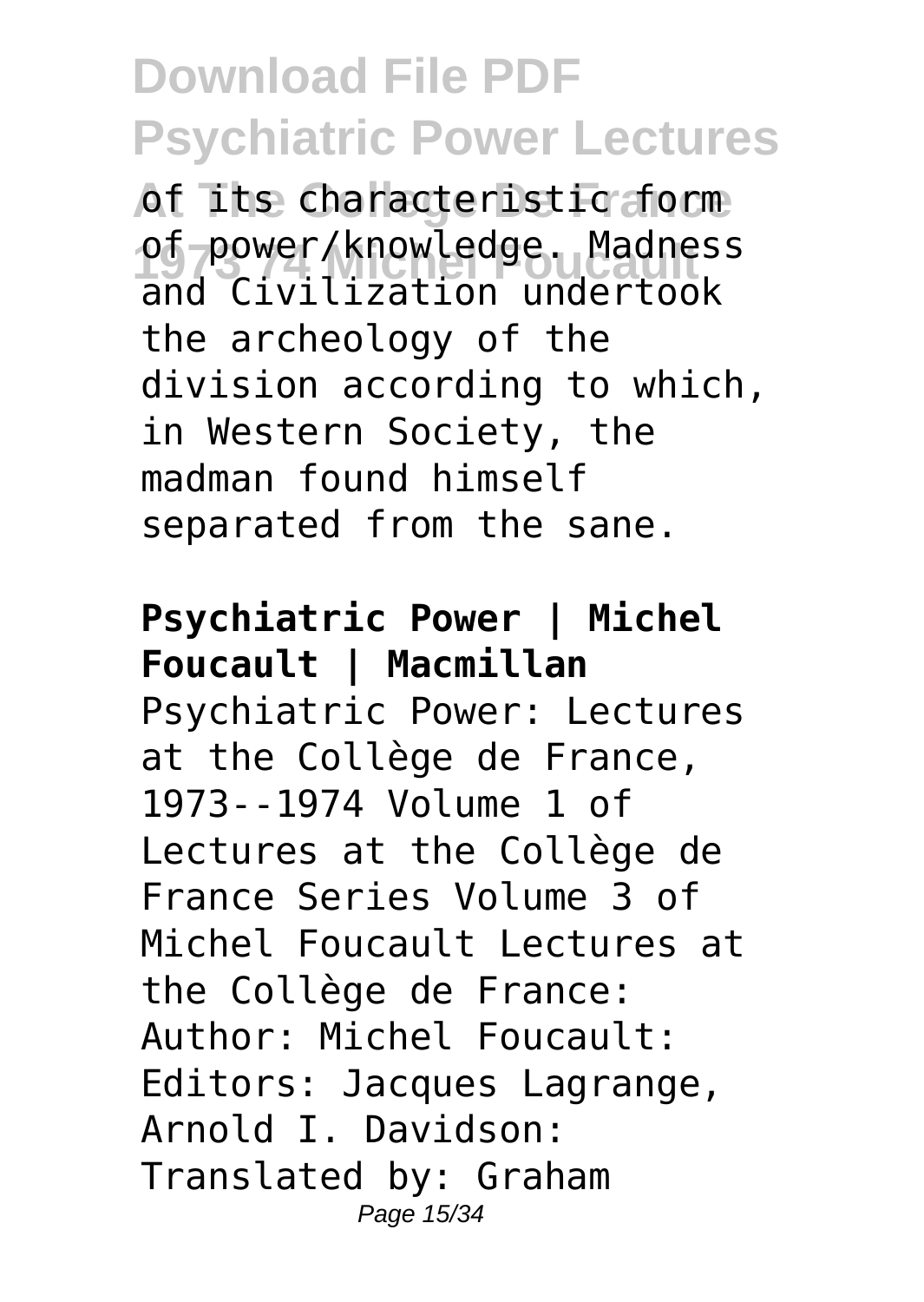of its characteristic form of power/knowledge. Madness and Civilization undertook the archeology of the division according to which, in Western Society, the madman found himself separated from the sane.

**Psychiatric Power | Michel Foucault | Macmillan**

Psychiatric Power: Lectures at the Collège de France, 1973--1974 Volume 1 of Lectures at the Collège de France Series Volume 3 of Michel Foucault Lectures at the Collège de France: Author: Michel Foucault: Editors: Jacques Lagrange, Arnold I. Davidson: Translated by: Graham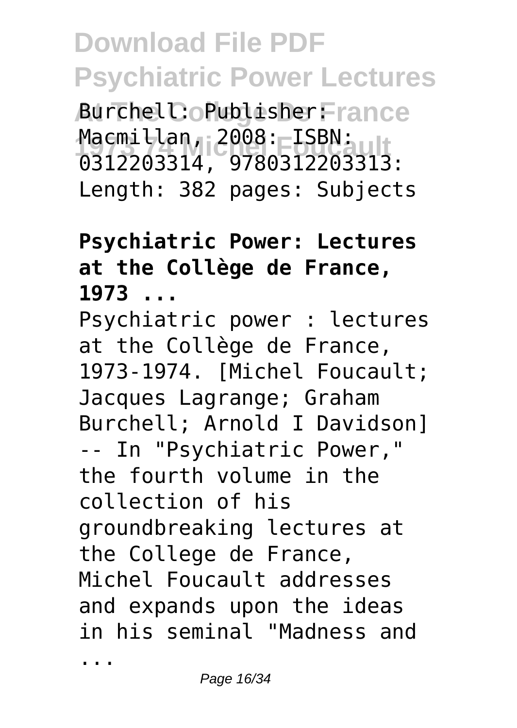Burchell: Publisher: Macmillan, 2008: ISBN: 0312203314, 9780312203313: Length: 382 pages: Subjects

**Psychiatric Power: Lectures at the Collège de France, 1973 ...**

Psychiatric power : lectures at the Collège de France, 1973-1974. [Michel Foucault; Jacques Lagrange; Graham Burchell; Arnold I Davidson] -- In "Psychiatric Power," the fourth volume in the collection of his groundbreaking lectures at the College de France, Michel Foucault addresses and expands upon the ideas in his seminal "Madness and ...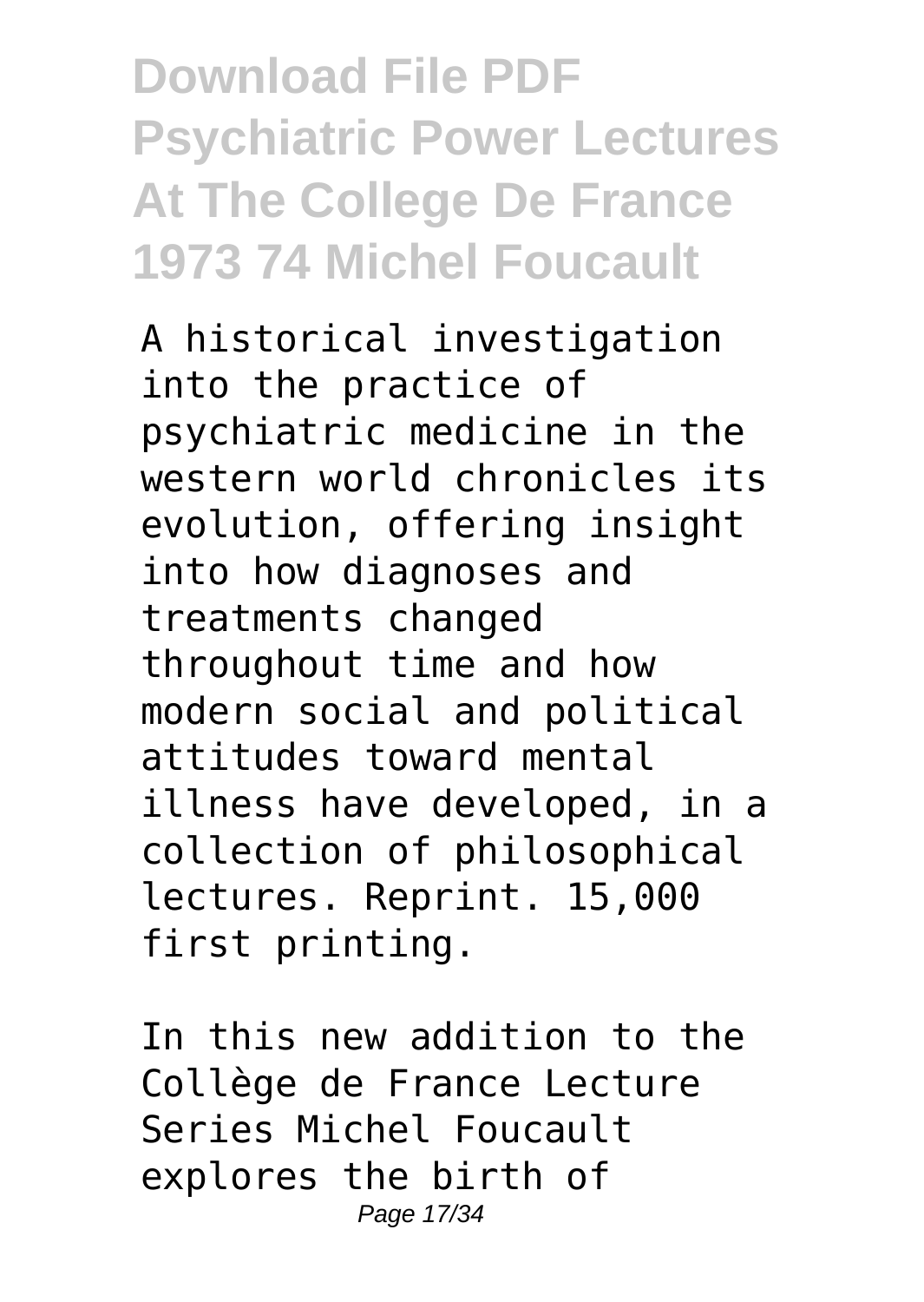A historical investigation into the practice of psychiatric medicine in the western world chronicles its evolution, offering insight into how diagnoses and treatments changed throughout time and how modern social and political attitudes toward mental illness have developed, in a collection of philosophical lectures. Reprint. 15,000 first printing.

In this new addition to the Collège de France Lecture Series Michel Foucault explores the birth of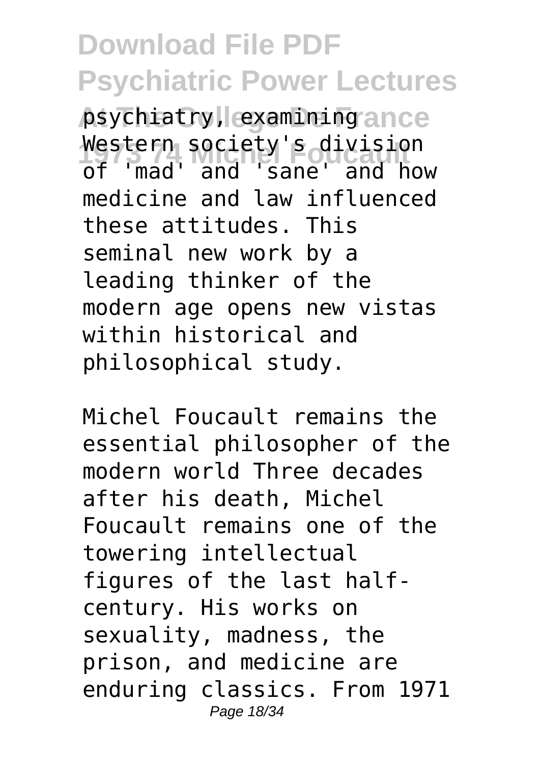psychiatry, examining Western society's division of 'mad' and 'sane' and how medicine and law influenced these attitudes. This seminal new work by a leading thinker of the modern age opens new vistas within historical and philosophical study.

Michel Foucault remains the essential philosopher of the modern world Three decades after his death, Michel Foucault remains one of the towering intellectual figures of the last half-century. His works on sexuality, madness, the prison, and medicine are enduring classics. From 1971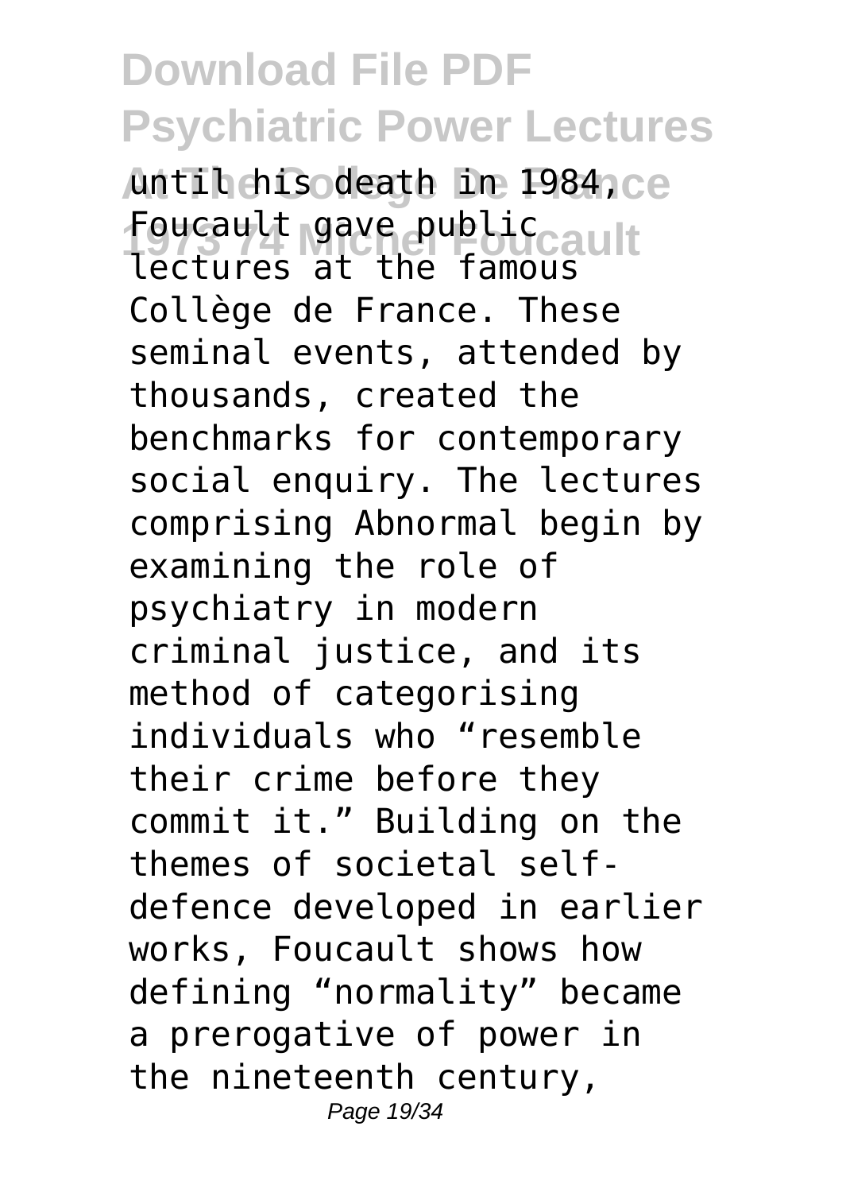until his death in 1984, Foucault gave public lectures at the famous Collège de France. These seminal events, attended by thousands, created the benchmarks for contemporary social enquiry. The lectures comprising Abnormal begin by examining the role of psychiatry in modern criminal justice, and its method of categorising individuals who "resemble their crime before they commit it." Building on the themes of societal self-defence developed in earlier works, Foucault shows how defining "normality" became a prerogative of power in the nineteenth century,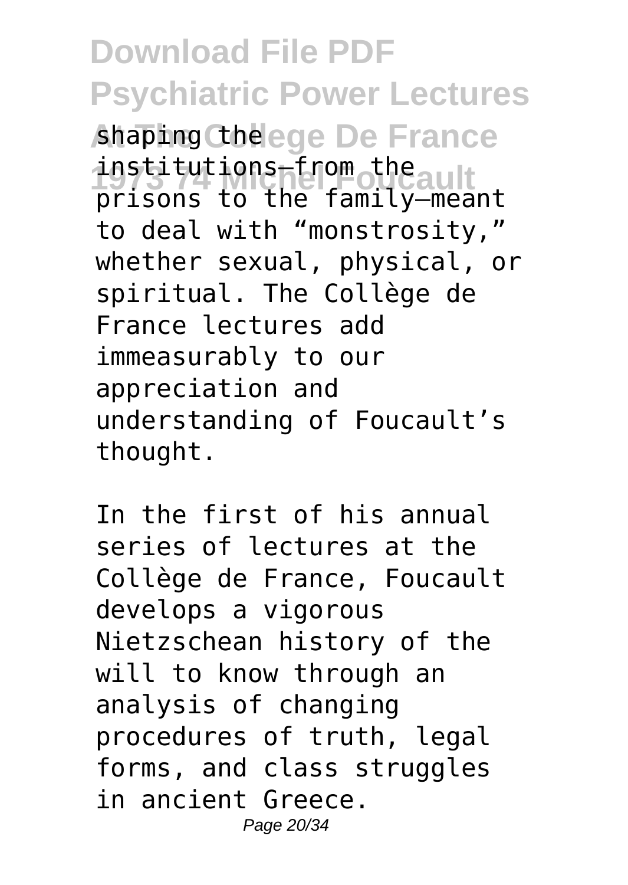shaping the institutions—from the prisons to the family—meant to deal with "monstrosity," whether sexual, physical, or spiritual. The Collège de France lectures add immeasurably to our appreciation and understanding of Foucault's thought.

In the first of his annual series of lectures at the Collège de France, Foucault develops a vigorous Nietzschean history of the will to know through an analysis of changing procedures of truth, legal forms, and class struggles in ancient Greece.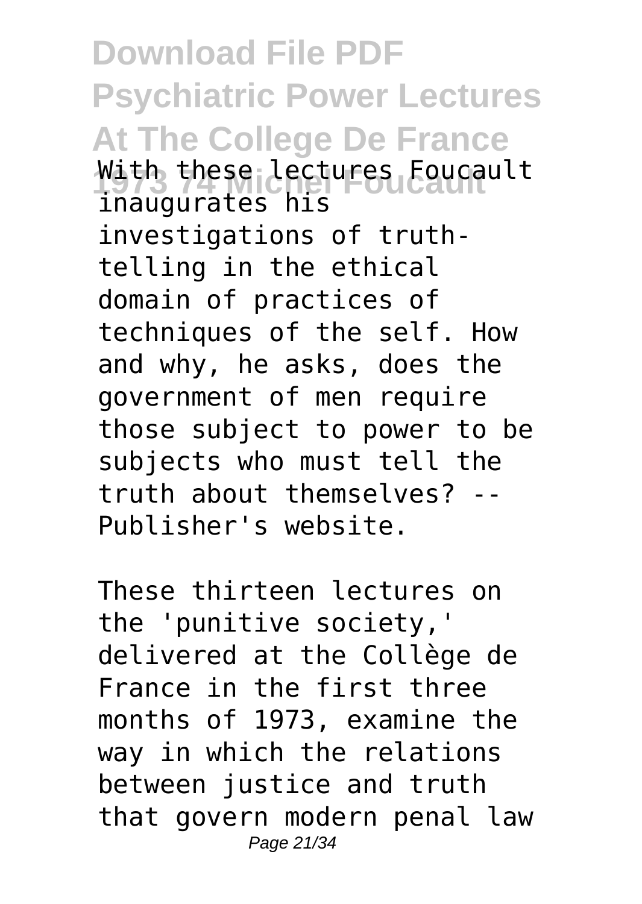With these lectures Foucault inaugurates his investigations of truth-telling in the ethical domain of practices of techniques of the self. How and why, he asks, does the government of men require those subject to power to be subjects who must tell the truth about themselves? -- Publisher's website.

These thirteen lectures on the 'punitive society,' delivered at the Collège de France in the first three months of 1973, examine the way in which the relations between justice and truth that govern modern penal law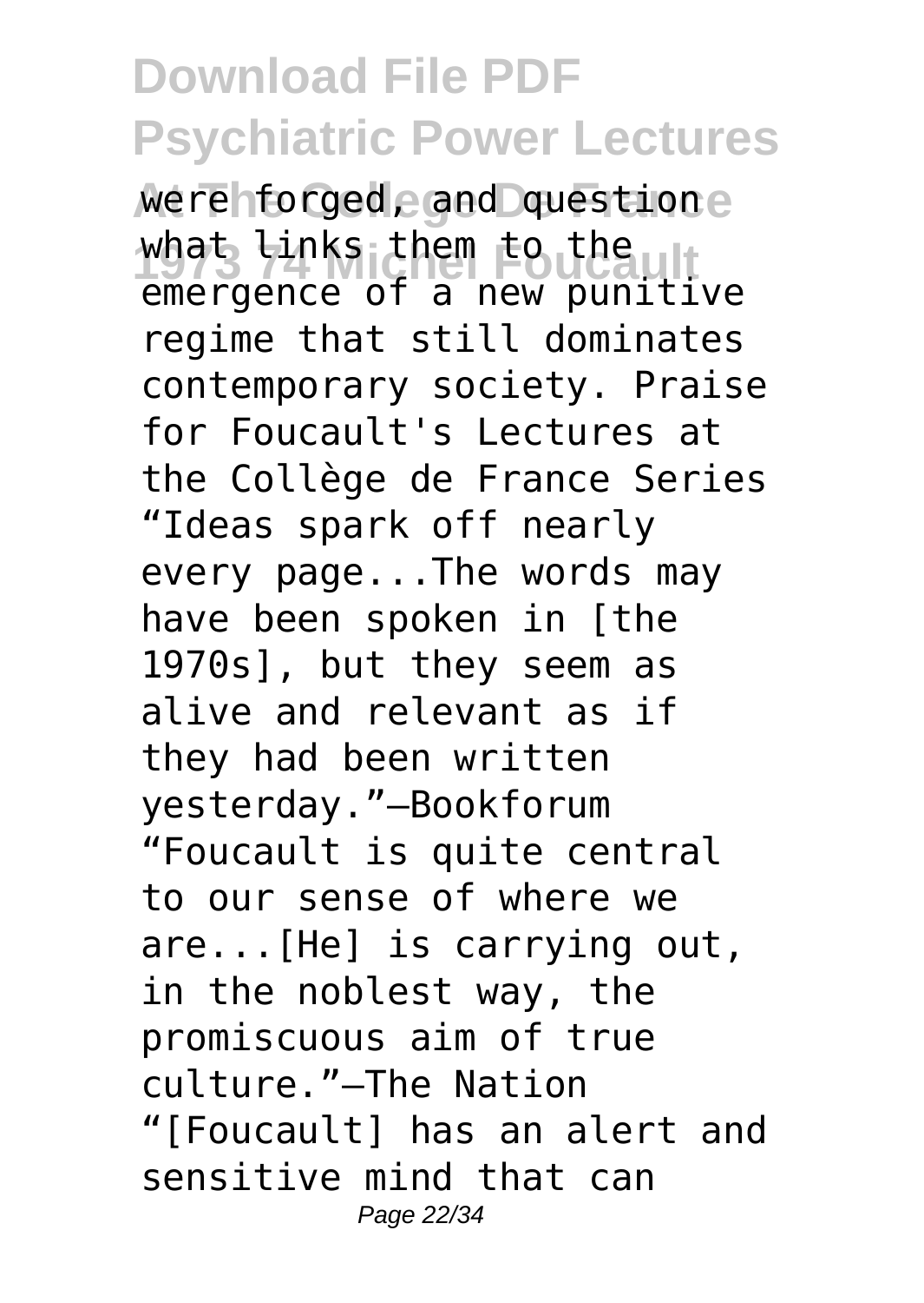were forged, and question what links them to the emergence of a new punitive regime that still dominates contemporary society. Praise for Foucault's Lectures at the Collège de France Series "Ideas spark off nearly every page...The words may have been spoken in [the 1970s], but they seem as alive and relevant as if they had been written yesterday."—Bookforum "Foucault is quite central to our sense of where we are...[He] is carrying out, in the noblest way, the promiscuous aim of true culture."—The Nation "[Foucault] has an alert and sensitive mind that can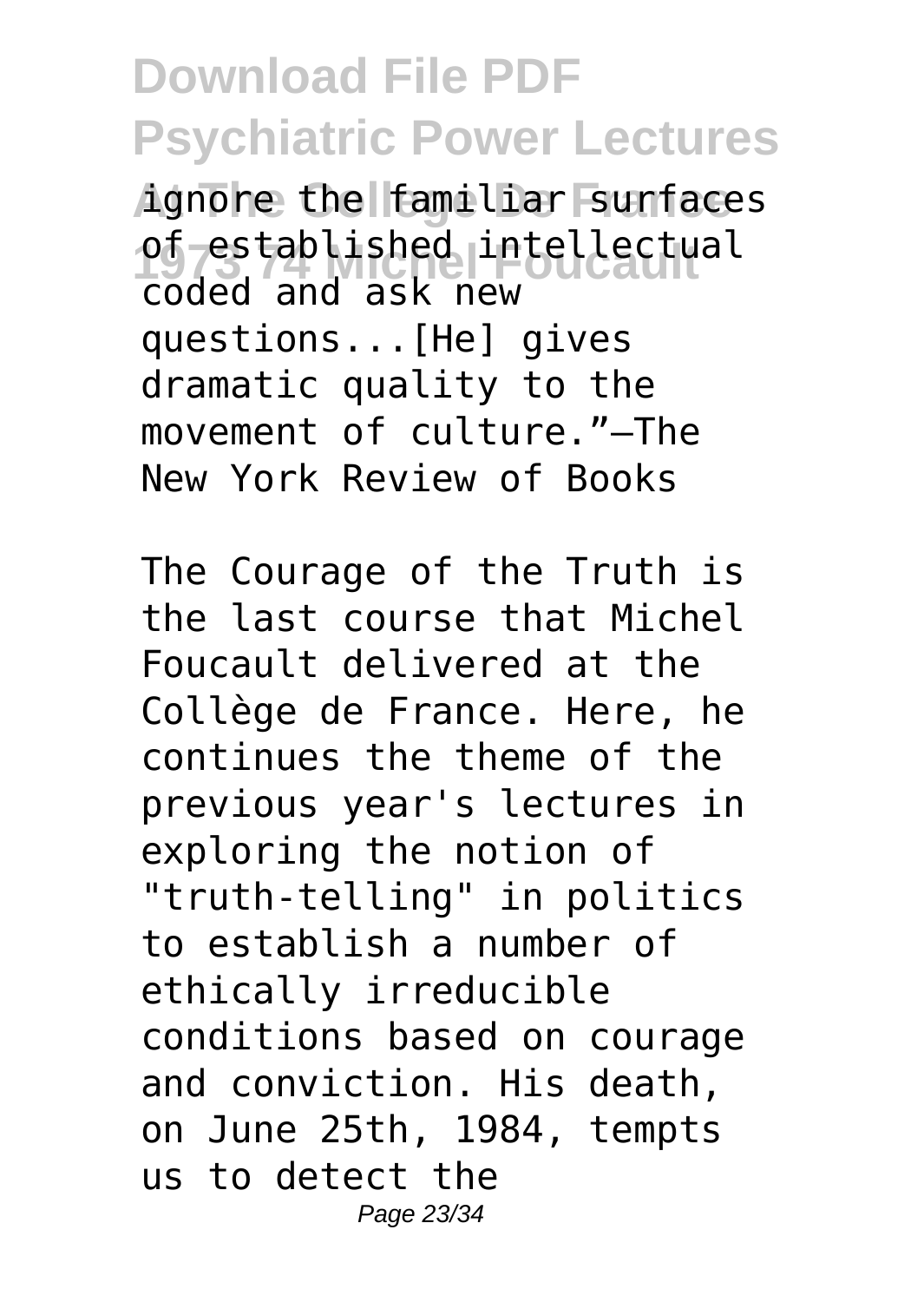ignore the familiar surfaces of established intellectual coded and ask new questions...[He] gives dramatic quality to the movement of culture."—The New York Review of Books

The Courage of the Truth is the last course that Michel Foucault delivered at the Collège de France. Here, he continues the theme of the previous year's lectures in exploring the notion of "truth-telling" in politics to establish a number of ethically irreducible conditions based on courage and conviction. His death, on June 25th, 1984, tempts us to detect the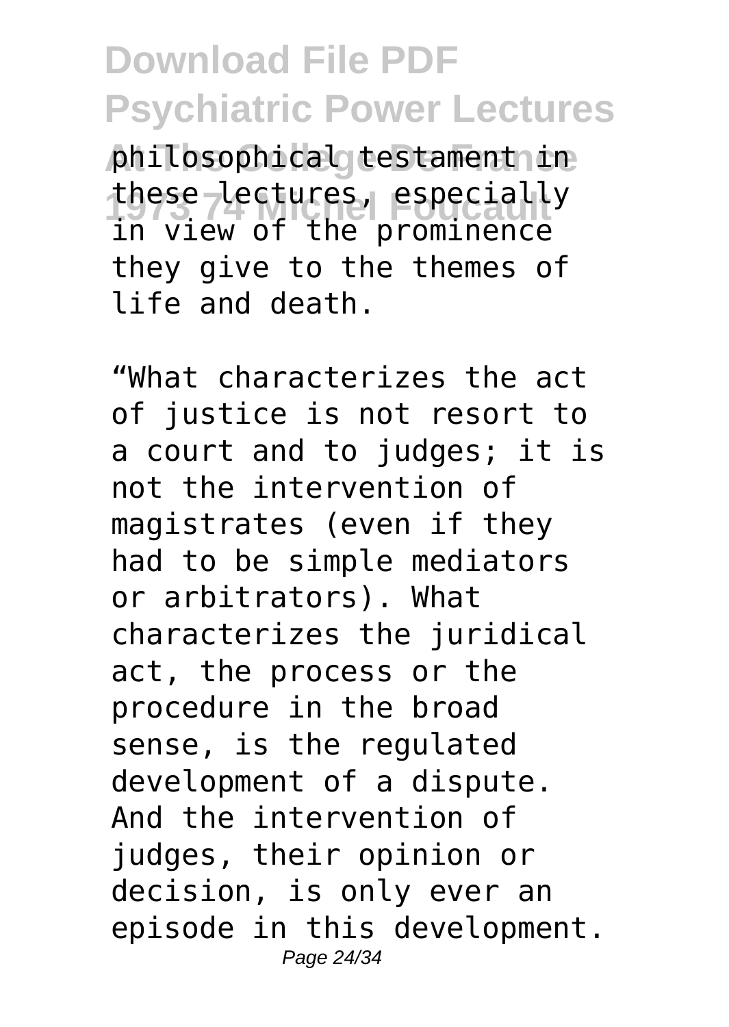philosophical testament in these lectures, especially in view of the prominence they give to the themes of life and death.

“What characterizes the act of justice is not resort to a court and to judges; it is not the intervention of magistrates (even if they had to be simple mediators or arbitrators). What characterizes the juridical act, the process or the procedure in the broad sense, is the regulated development of a dispute. And the intervention of judges, their opinion or decision, is only ever an episode in this development.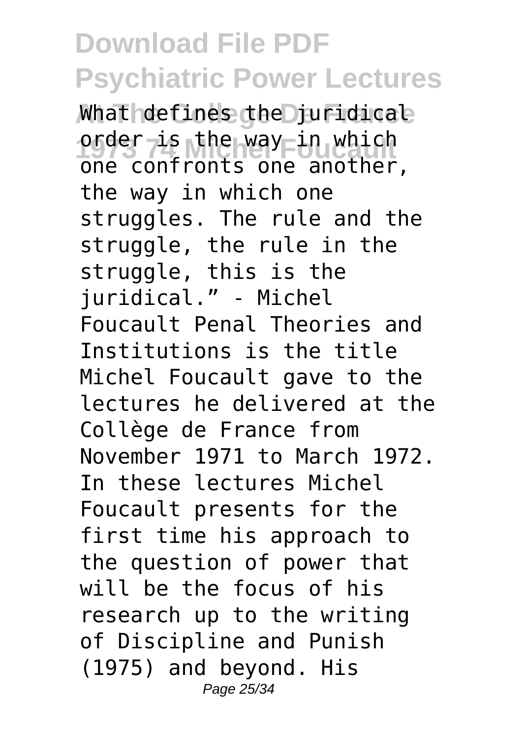What defines the juridical order is the way in which one confronts one another, the way in which one struggles. The rule and the struggle, the rule in the struggle, this is the juridical." - Michel Foucault Penal Theories and Institutions is the title Michel Foucault gave to the lectures he delivered at the Collège de France from November 1971 to March 1972. In these lectures Michel Foucault presents for the first time his approach to the question of power that will be the focus of his research up to the writing of Discipline and Punish (1975) and beyond. His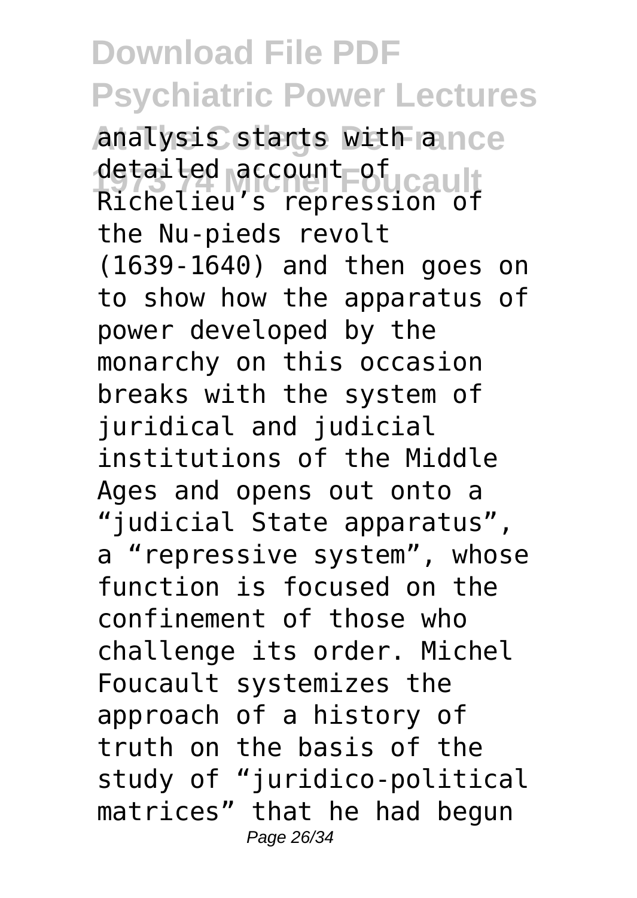analysis starts with a detailed account of Richelieu's repression of the Nu-pieds revolt (1639-1640) and then goes on to show how the apparatus of power developed by the monarchy on this occasion breaks with the system of juridical and judicial institutions of the Middle Ages and opens out onto a "judicial State apparatus", a "repressive system", whose function is focused on the confinement of those who challenge its order. Michel Foucault systemizes the approach of a history of truth on the basis of the study of "juridico-political matrices" that he had begun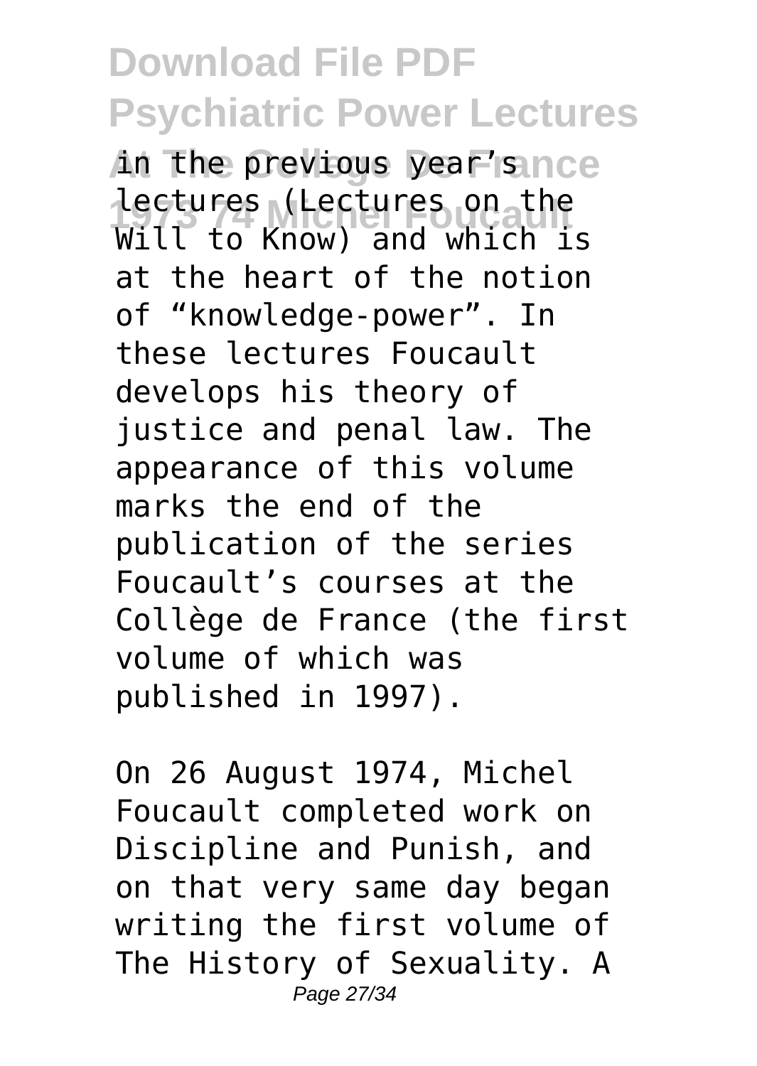in the previous year's lectures (Lectures on the Will to Know) and which is at the heart of the notion of "knowledge-power". In these lectures Foucault develops his theory of justice and penal law. The appearance of this volume marks the end of the publication of the series Foucault's courses at the Collège de France (the first volume of which was published in 1997).

On 26 August 1974, Michel Foucault completed work on Discipline and Punish, and on that very same day began writing the first volume of The History of Sexuality. A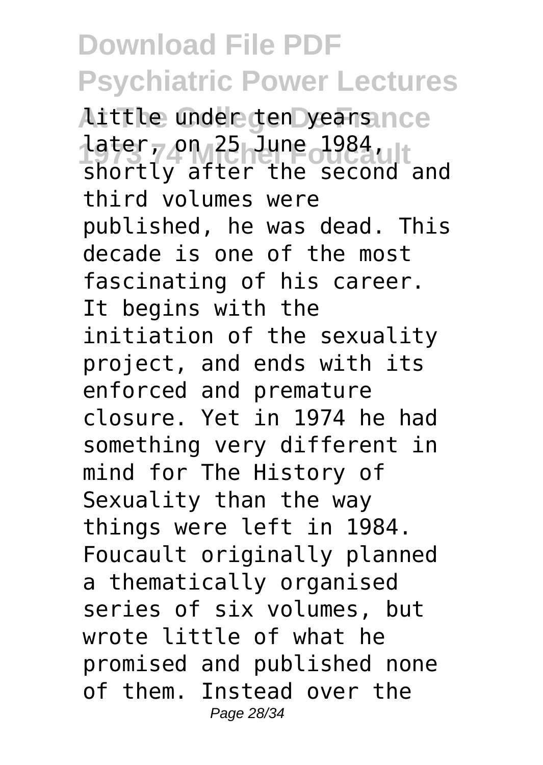little under ten years later, on 25 June 1984, shortly after the second and third volumes were published, he was dead. This decade is one of the most fascinating of his career. It begins with the initiation of the sexuality project, and ends with its enforced and premature closure. Yet in 1974 he had something very different in mind for The History of Sexuality than the way things were left in 1984. Foucault originally planned a thematically organised series of six volumes, but wrote little of what he promised and published none of them. Instead over the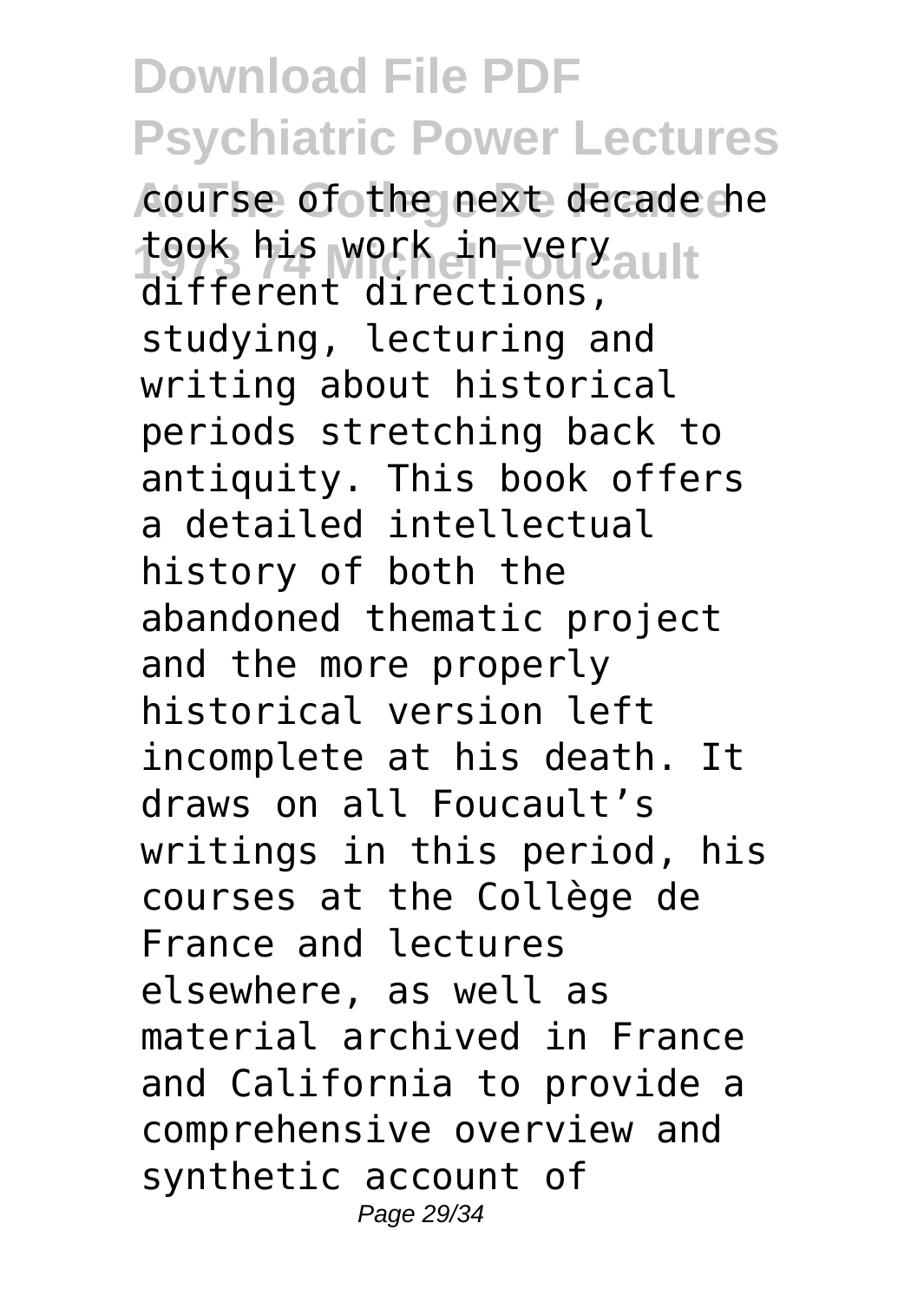course of the next decade he took his work in very different directions, studying, lecturing and writing about historical periods stretching back to antiquity. This book offers a detailed intellectual history of both the abandoned thematic project and the more properly historical version left incomplete at his death. It draws on all Foucault's writings in this period, his courses at the Collège de France and lectures elsewhere, as well as material archived in France and California to provide a comprehensive overview and synthetic account of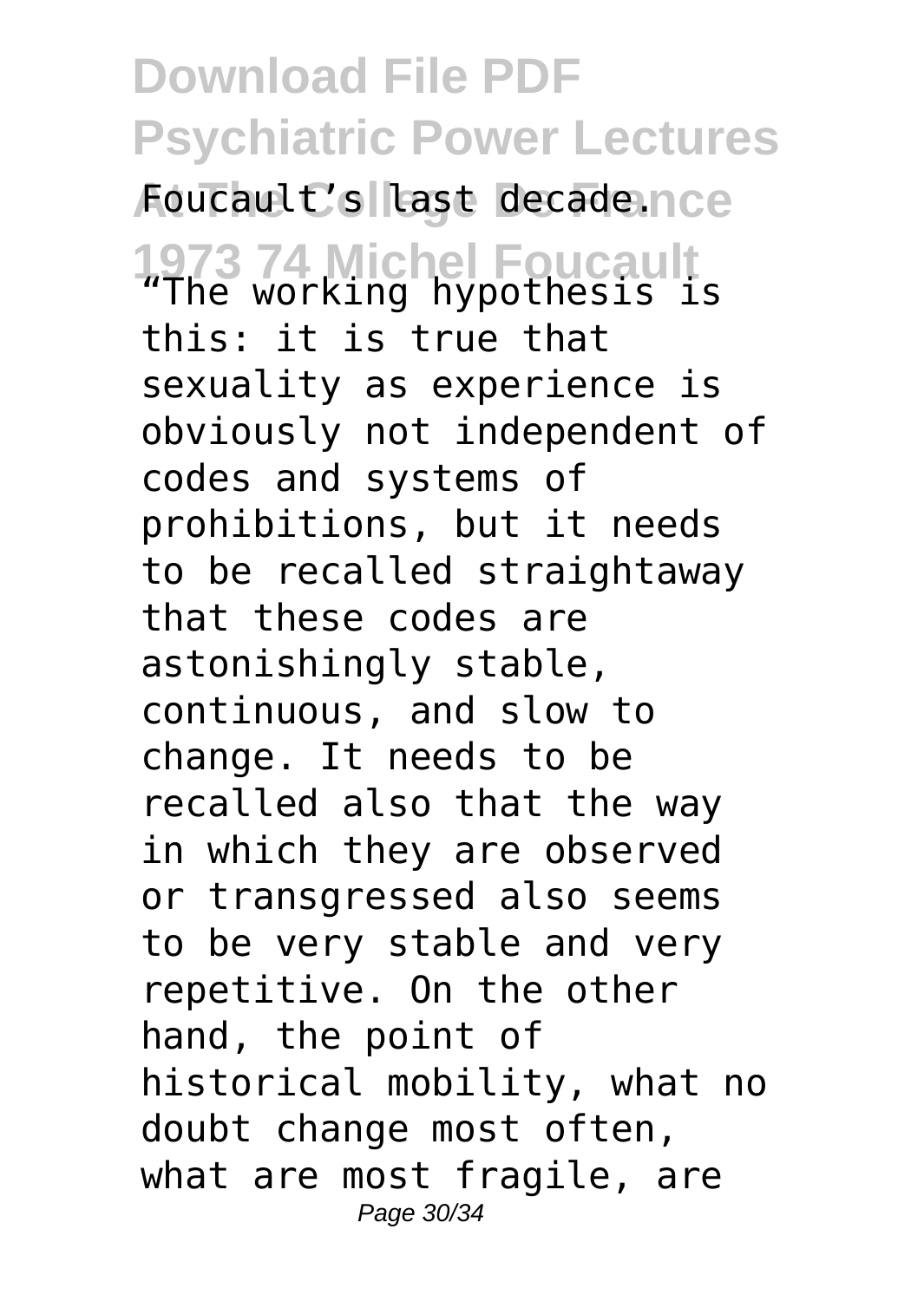Foucault's last decade.

"The working hypothesis is this: it is true that sexuality as experience is obviously not independent of codes and systems of prohibitions, but it needs to be recalled straightaway that these codes are astonishingly stable, continuous, and slow to change. It needs to be recalled also that the way in which they are observed or transgressed also seems to be very stable and very repetitive. On the other hand, the point of historical mobility, what no doubt change most often, what are most fragile, are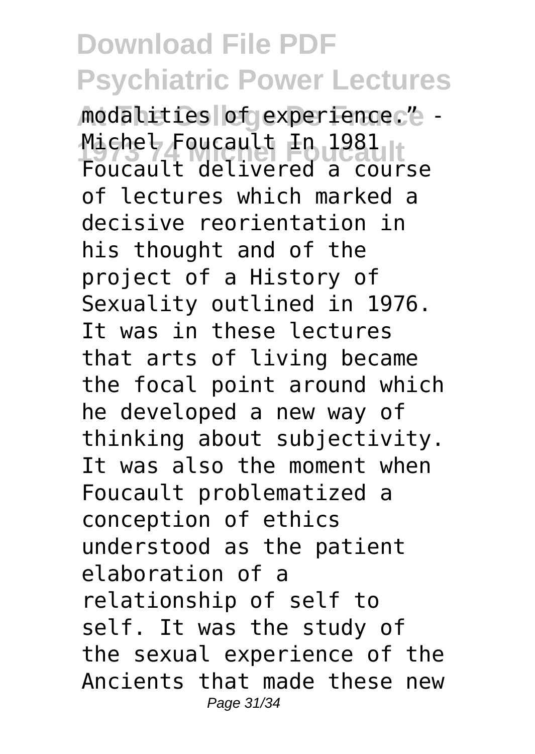modalities of experience." - Michel Foucault In 1981 Foucault delivered a course of lectures which marked a decisive reorientation in his thought and of the project of a History of Sexuality outlined in 1976. It was in these lectures that arts of living became the focal point around which he developed a new way of thinking about subjectivity. It was also the moment when Foucault problematized a conception of ethics understood as the patient elaboration of a relationship of self to self. It was the study of the sexual experience of the Ancients that made these new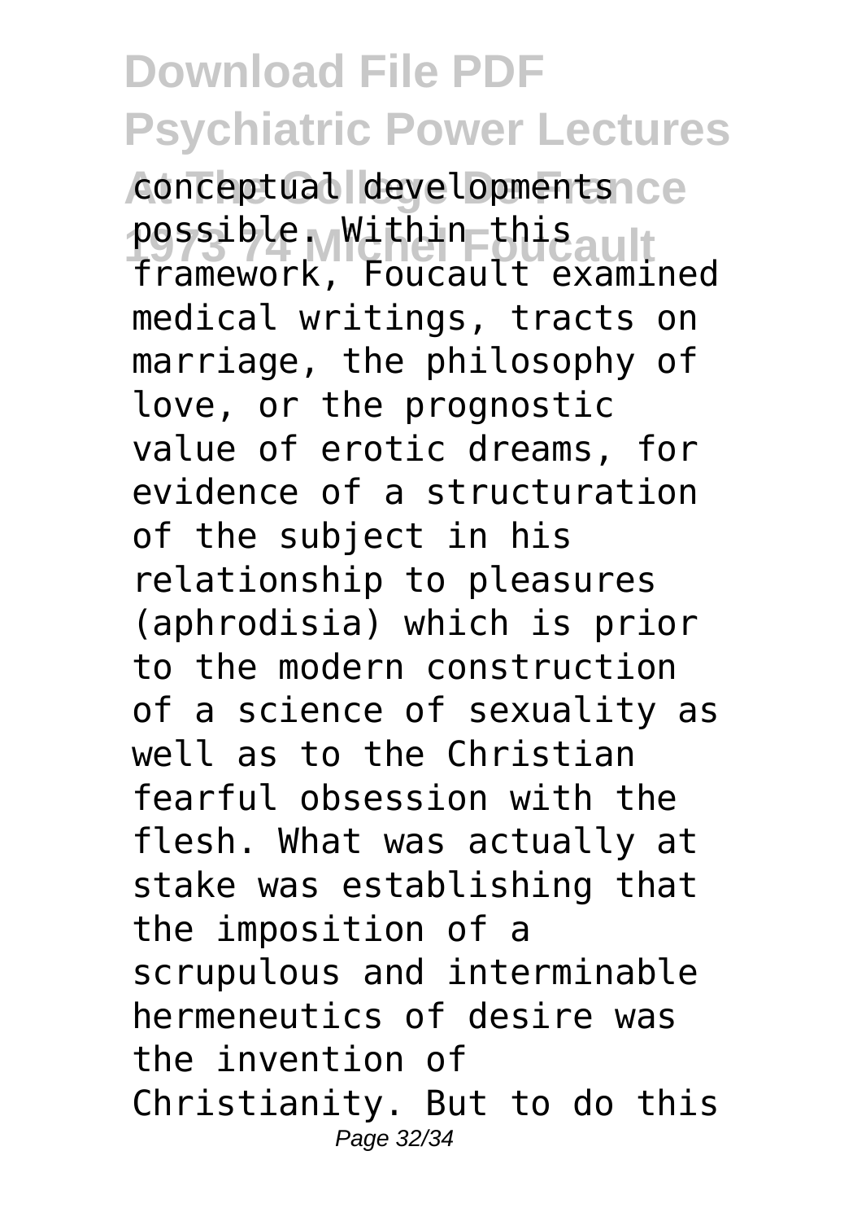conceptual developments possible. Within this framework, Foucault examined medical writings, tracts on marriage, the philosophy of love, or the prognostic value of erotic dreams, for evidence of a structuration of the subject in his relationship to pleasures (aphrodisia) which is prior to the modern construction of a science of sexuality as well as to the Christian fearful obsession with the flesh. What was actually at stake was establishing that the imposition of a scrupulous and interminable hermeneutics of desire was the invention of Christianity. But to do this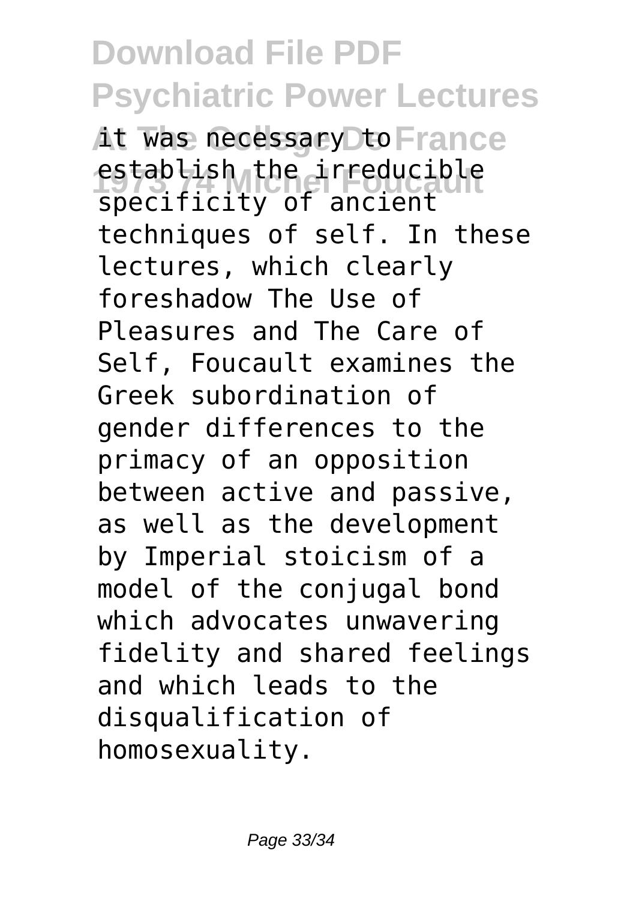it was necessary to establish the irreducible specificity of ancient techniques of self. In these lectures, which clearly foreshadow The Use of Pleasures and The Care of Self, Foucault examines the Greek subordination of gender differences to the primacy of an opposition between active and passive, as well as the development by Imperial stoicism of a model of the conjugal bond which advocates unwavering fidelity and shared feelings and which leads to the disqualification of homosexuality.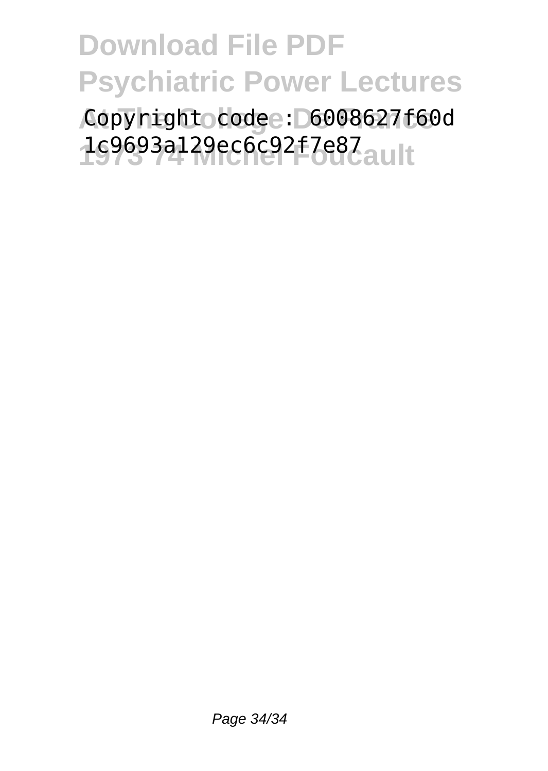Copyright code : 6008627f60d1c9693a129ec6c92f7e87